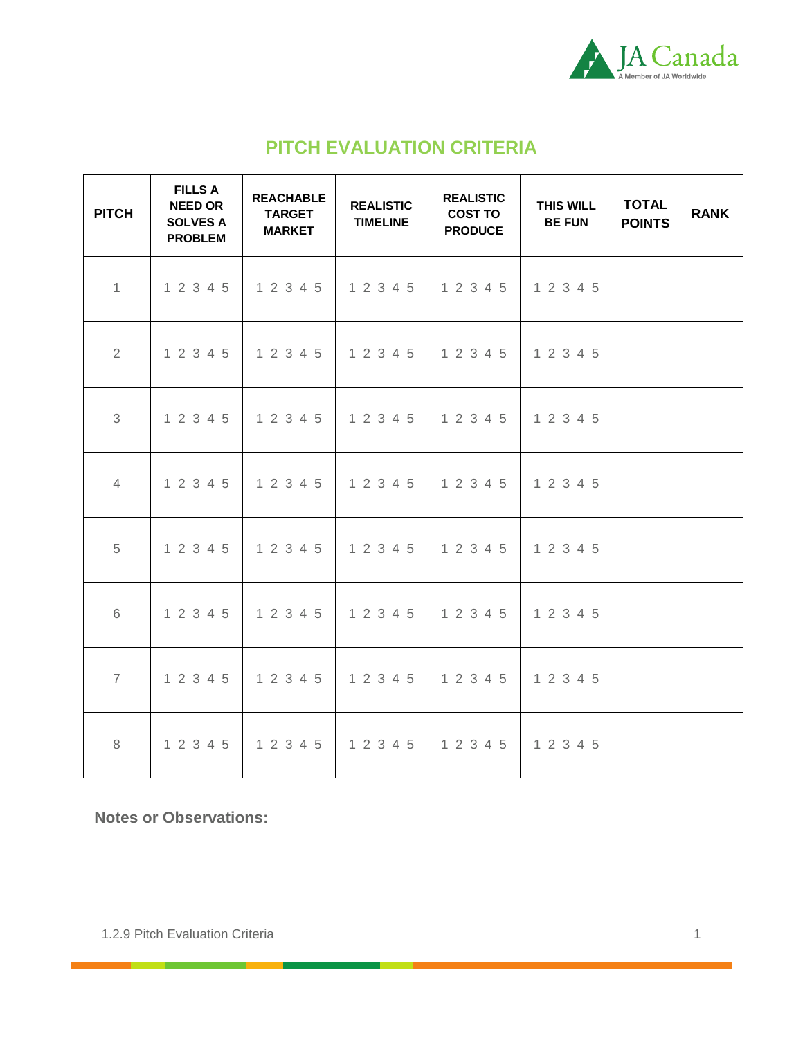# PITCH EVALUATION CRITERIA

| PITCH | FILLS A NEED OR SOLVES A PROBLEM | REACHABLE TARGET MARKET | REALISTIC TIMELINE | REALISTIC COST TO PRODUCE | THIS WILL BE FUN | TOTAL POINTS | RANK |
|---|---|---|---|---|---|---|---|
| 1 | 1 2 3 4 5 | 1 2 3 4 5 | 1 2 3 4 5 | 1 2 3 4 5 | 1 2 3 4 5 | | |
| 2 | 1 2 3 4 5 | 1 2 3 4 5 | 1 2 3 4 5 | 1 2 3 4 5 | 1 2 3 4 5 | | |
| 3 | 1 2 3 4 5 | 1 2 3 4 5 | 1 2 3 4 5 | 1 2 3 4 5 | 1 2 3 4 5 | | |
| 4 | 1 2 3 4 5 | 1 2 3 4 5 | 1 2 3 4 5 | 1 2 3 4 5 | 1 2 3 4 5 | | |
| 5 | 1 2 3 4 5 | 1 2 3 4 5 | 1 2 3 4 5 | 1 2 3 4 5 | 1 2 3 4 5 | | |
| 6 | 1 2 3 4 5 | 1 2 3 4 5 | 1 2 3 4 5 | 1 2 3 4 5 | 1 2 3 4 5 | | |
| 7 | 1 2 3 4 5 | 1 2 3 4 5 | 1 2 3 4 5 | 1 2 3 4 5 | 1 2 3 4 5 | | |
| 8 | 1 2 3 4 5 | 1 2 3 4 5 | 1 2 3 4 5 | 1 2 3 4 5 | 1 2 3 4 5 | | |

**Notes or Observations:**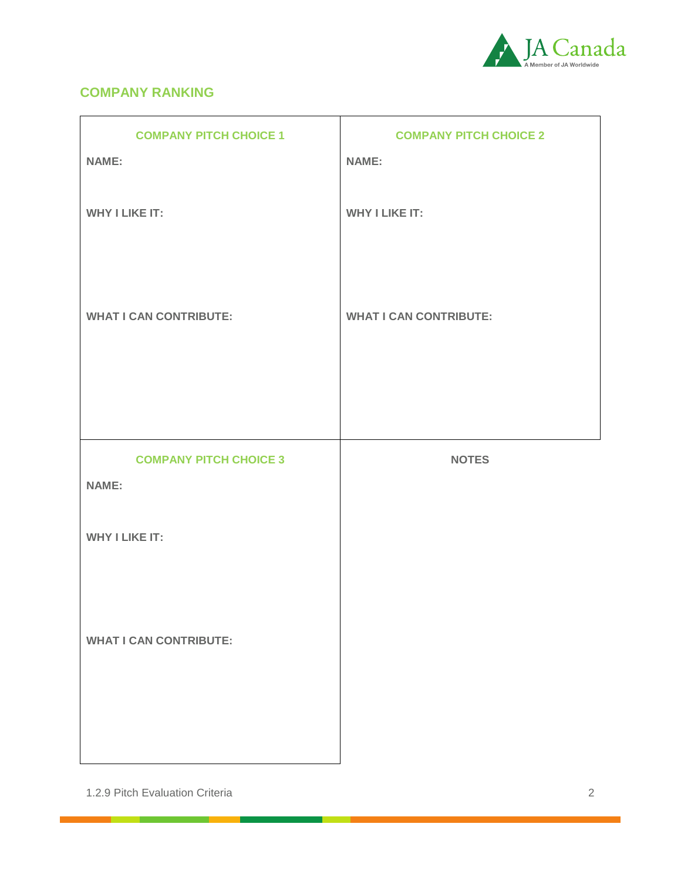## COMPANY RANKING

| | |
|---|---|
| **COMPANY PITCH CHOICE 1**<br><br>**NAME:**<br><br>**WHY I LIKE IT:**<br><br>**WHAT I CAN CONTRIBUTE:** | **COMPANY PITCH CHOICE 2**<br><br>**NAME:**<br><br>**WHY I LIKE IT:**<br><br>**WHAT I CAN CONTRIBUTE:** |
| **COMPANY PITCH CHOICE 3**<br><br>**NAME:**<br><br>**WHY I LIKE IT:**<br><br>**WHAT I CAN CONTRIBUTE:** | **NOTES** |